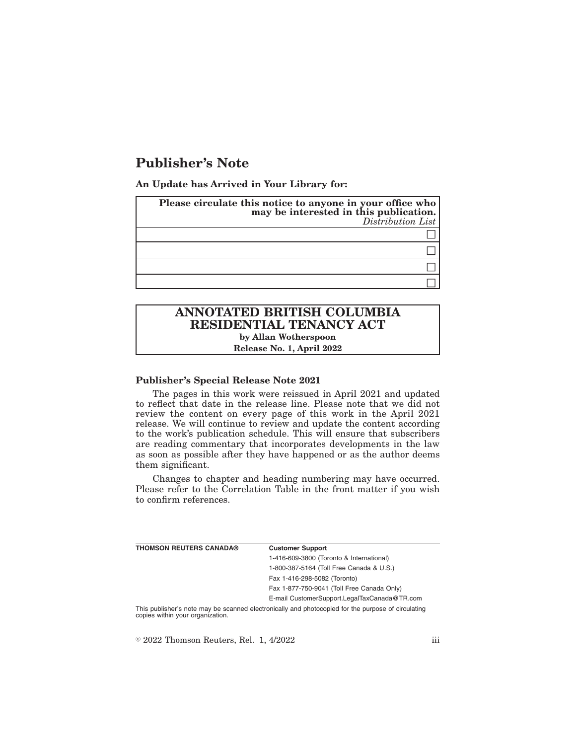# Publisher's Note

**An Update has Arrived in Your Library for:**

| **Please circulate this notice to anyone in your office who may be interested in this publication.** *Distribution List* |
|---|
| ☐ |
| ☐ |
| ☐ |
| ☐ |

## ANNOTATED BRITISH COLUMBIA RESIDENTIAL TENANCY ACT

**by Allan Wotherspoon**

**Release No. 1, April 2022**

### Publisher's Special Release Note 2021

The pages in this work were reissued in April 2021 and updated to reflect that date in the release line. Please note that we did not review the content on every page of this work in the April 2021 release. We will continue to review and update the content according to the work's publication schedule. This will ensure that subscribers are reading commentary that incorporates developments in the law as soon as possible after they have happened or as the author deems them significant.

Changes to chapter and heading numbering may have occurred. Please refer to the Correlation Table in the front matter if you wish to confirm references.

| **THOMSON REUTERS CANADA®** | **Customer Support** |
|---|---|
| | 1-416-609-3800 (Toronto & International) |
| | 1-800-387-5164 (Toll Free Canada & U.S.) |
| | Fax 1-416-298-5082 (Toronto) |
| | Fax 1-877-750-9041 (Toll Free Canada Only) |
| | E-mail CustomerSupport.LegalTaxCanada@TR.com |

This publisher's note may be scanned electronically and photocopied for the purpose of circulating copies within your organization.

© 2022 Thomson Reuters, Rel. 1, 4/2022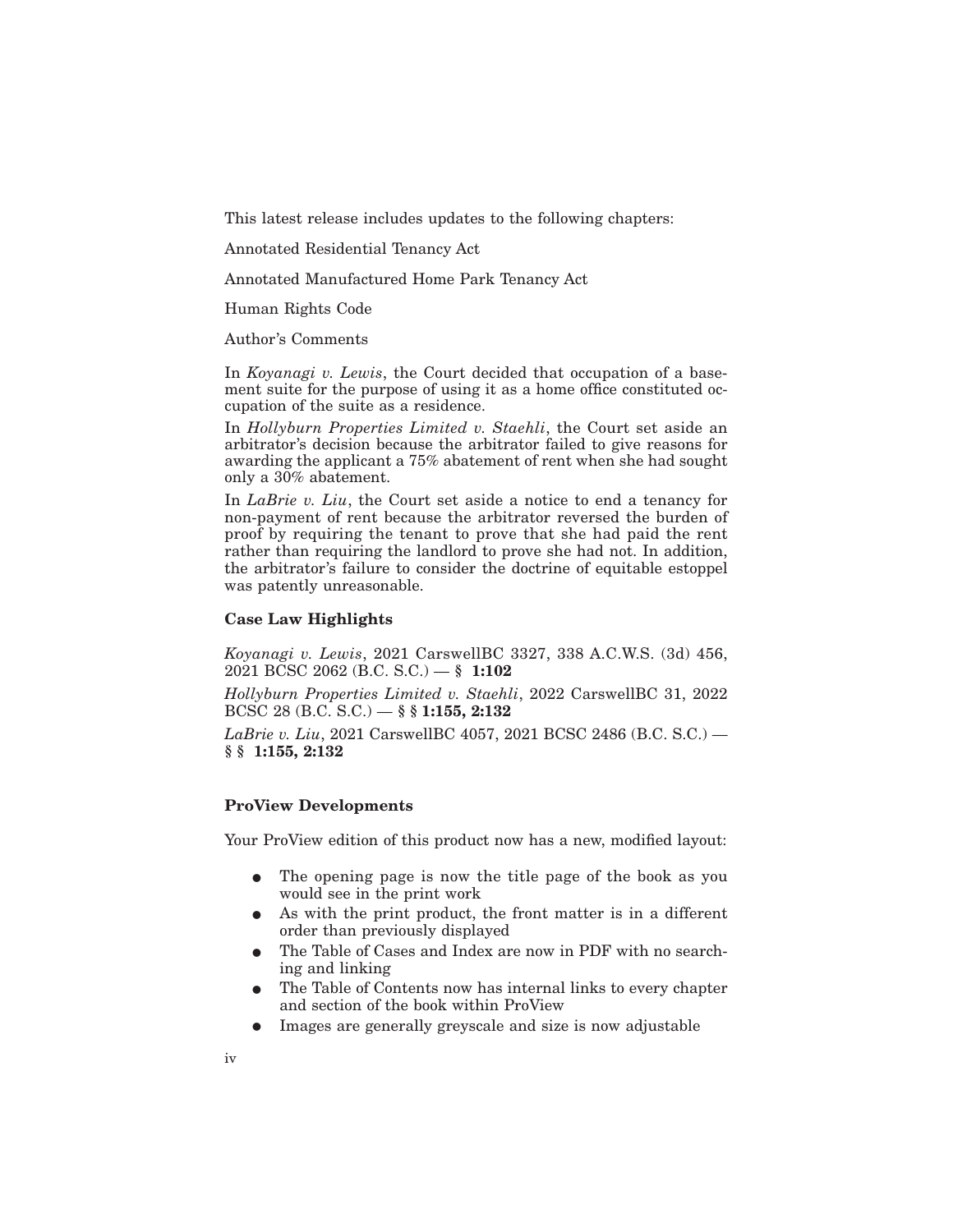This latest release includes updates to the following chapters:

Annotated Residential Tenancy Act

Annotated Manufactured Home Park Tenancy Act

Human Rights Code

Author's Comments

In *Koyanagi v. Lewis*, the Court decided that occupation of a basement suite for the purpose of using it as a home office constituted occupation of the suite as a residence.

In *Hollyburn Properties Limited v. Staehli*, the Court set aside an arbitrator's decision because the arbitrator failed to give reasons for awarding the applicant a 75% abatement of rent when she had sought only a 30% abatement.

In *LaBrie v. Liu*, the Court set aside a notice to end a tenancy for non-payment of rent because the arbitrator reversed the burden of proof by requiring the tenant to prove that she had paid the rent rather than requiring the landlord to prove she had not. In addition, the arbitrator's failure to consider the doctrine of equitable estoppel was patently unreasonable.

### Case Law Highlights

*Koyanagi v. Lewis*, 2021 CarswellBC 3327, 338 A.C.W.S. (3d) 456, 2021 BCSC 2062 (B.C. S.C.) — § **1:102**

*Hollyburn Properties Limited v. Staehli*, 2022 CarswellBC 31, 2022 BCSC 28 (B.C. S.C.) — § § **1:155, 2:132**

*LaBrie v. Liu*, 2021 CarswellBC 4057, 2021 BCSC 2486 (B.C. S.C.) — § § **1:155, 2:132**

### ProView Developments

Your ProView edition of this product now has a new, modified layout:

- The opening page is now the title page of the book as you would see in the print work
- As with the print product, the front matter is in a different order than previously displayed
- The Table of Cases and Index are now in PDF with no searching and linking
- The Table of Contents now has internal links to every chapter and section of the book within ProView
- Images are generally greyscale and size is now adjustable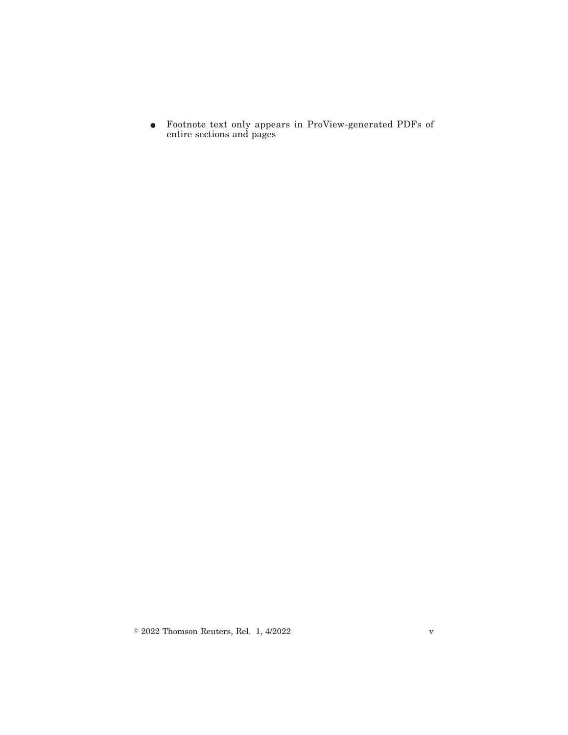- Footnote text only appears in ProView-generated PDFs of entire sections and pages